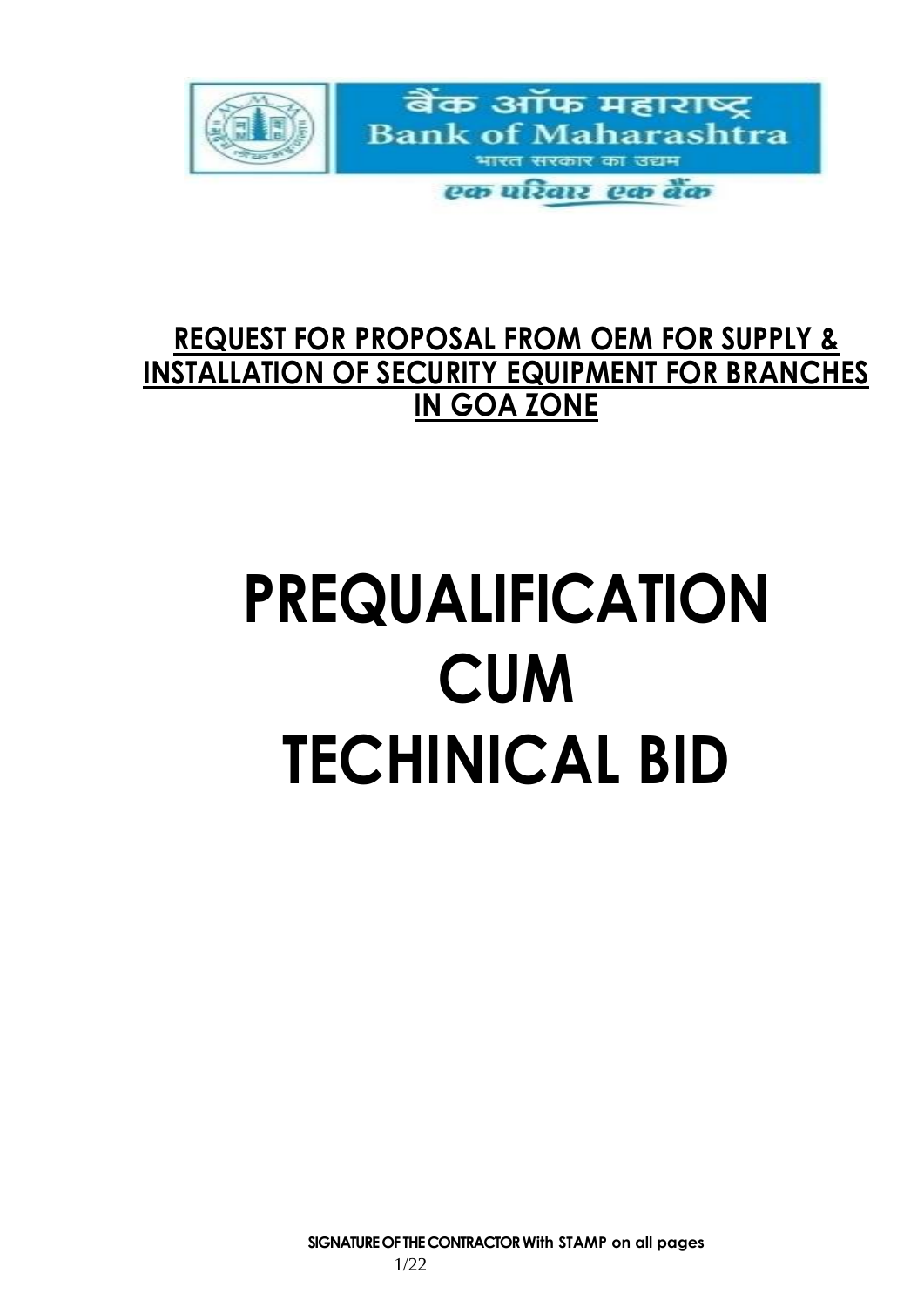बैंक ऑफ महाराष्ट्र
Bank of Maharashtra
भारत सरकार का उद्यम
एक परिवार एक बैंक

## REQUEST FOR PROPOSAL FROM OEM FOR SUPPLY & INSTALLATION OF SECURITY EQUIPMENT FOR BRANCHES IN GOA ZONE

# PREQUALIFICATION CUM TECHINICAL BID

**SIGNATURE OF THE CONTRACTOR With STAMP on all pages**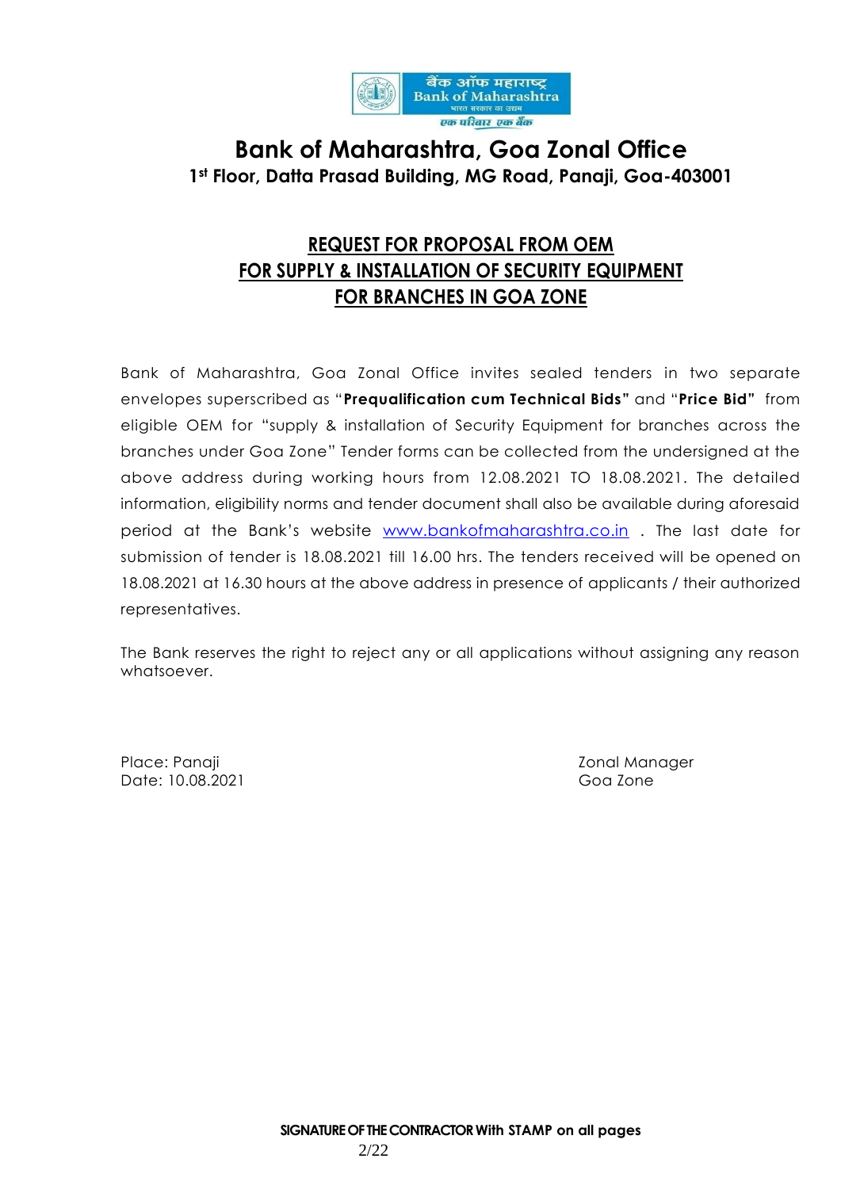# Bank of Maharashtra, Goa Zonal Office

**1st Floor, Datta Prasad Building, MG Road, Panaji, Goa-403001**

## REQUEST FOR PROPOSAL FROM OEM FOR SUPPLY & INSTALLATION OF SECURITY EQUIPMENT FOR BRANCHES IN GOA ZONE

Bank of Maharashtra, Goa Zonal Office invites sealed tenders in two separate envelopes superscribed as "**Prequalification cum Technical Bids"** and "**Price Bid"** from eligible OEM for "supply & installation of Security Equipment for branches across the branches under Goa Zone" Tender forms can be collected from the undersigned at the above address during working hours from 12.08.2021 TO 18.08.2021. The detailed information, eligibility norms and tender document shall also be available during aforesaid period at the Bank's website www.bankofmaharashtra.co.in . The last date for submission of tender is 18.08.2021 till 16.00 hrs. The tenders received will be opened on 18.08.2021 at 16.30 hours at the above address in presence of applicants / their authorized representatives.

The Bank reserves the right to reject any or all applications without assigning any reason whatsoever.

Place: Panaji
Date: 10.08.2021

Zonal Manager
Goa Zone

**SIGNATURE OF THE CONTRACTOR With STAMP on all pages**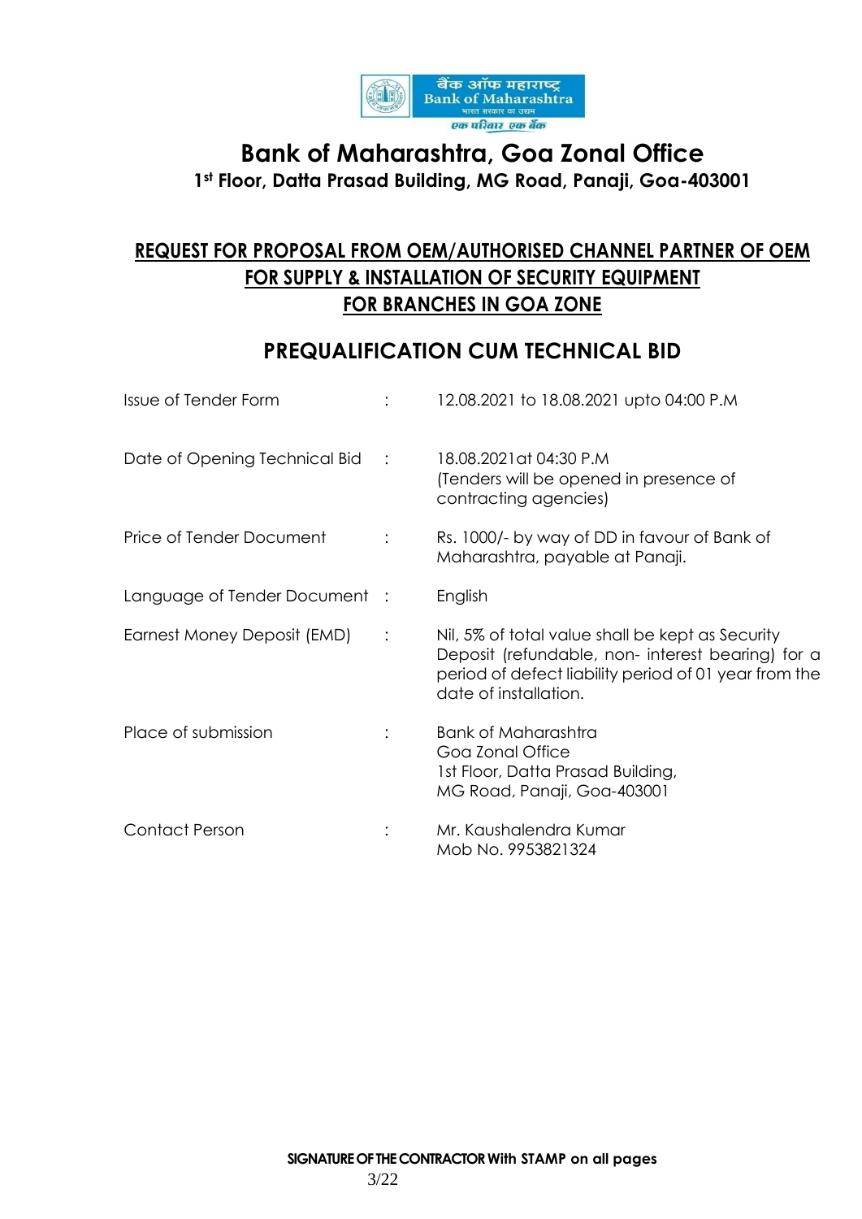# Bank of Maharashtra, Goa Zonal Office

**1st Floor, Datta Prasad Building, MG Road, Panaji, Goa-403001**

## REQUEST FOR PROPOSAL FROM OEM/AUTHORISED CHANNEL PARTNER OF OEM FOR SUPPLY & INSTALLATION OF SECURITY EQUIPMENT FOR BRANCHES IN GOA ZONE

## PREQUALIFICATION CUM TECHNICAL BID

| | | |
|---|---|---|
| Issue of Tender Form | : | 12.08.2021 to 18.08.2021 upto 04:00 P.M |
| Date of Opening Technical Bid | : | 18.08.2021at 04:30 P.M (Tenders will be opened in presence of contracting agencies) |
| Price of Tender Document | : | Rs. 1000/- by way of DD in favour of Bank of Maharashtra, payable at Panaji. |
| Language of Tender Document | : | English |
| Earnest Money Deposit (EMD) | : | Nil, 5% of total value shall be kept as Security Deposit (refundable, non- interest bearing) for a period of defect liability period of 01 year from the date of installation. |
| Place of submission | : | Bank of Maharashtra<br>Goa Zonal Office<br>1st Floor, Datta Prasad Building,<br>MG Road, Panaji, Goa-403001 |
| Contact Person | : | Mr. Kaushalendra Kumar<br>Mob No. 9953821324 |

**SIGNATURE OF THE CONTRACTOR With STAMP on all pages**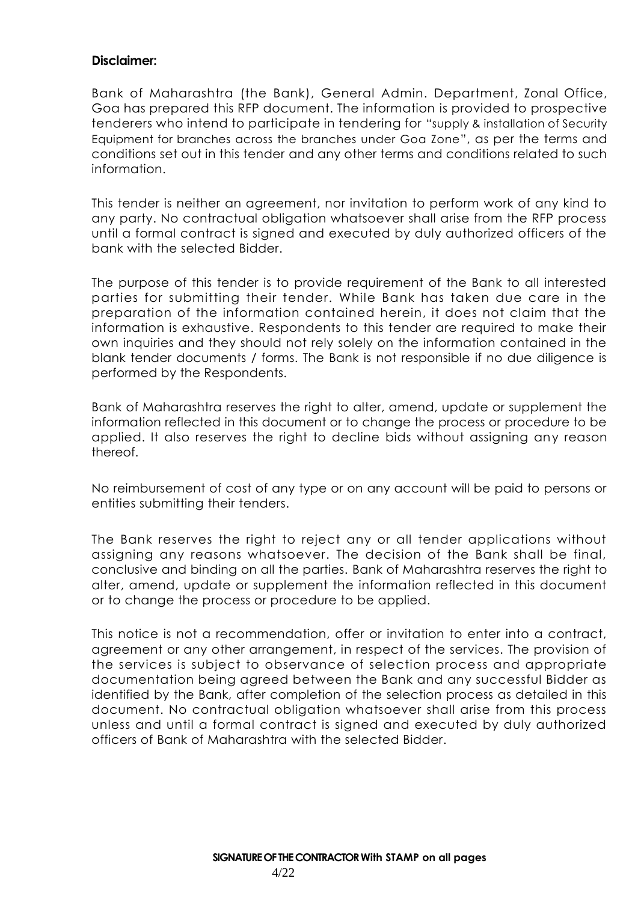**Disclaimer:**

Bank of Maharashtra (the Bank), General Admin. Department, Zonal Office, Goa has prepared this RFP document. The information is provided to prospective tenderers who intend to participate in tendering for "supply & installation of Security Equipment for branches across the branches under Goa Zone", as per the terms and conditions set out in this tender and any other terms and conditions related to such information.

This tender is neither an agreement, nor invitation to perform work of any kind to any party. No contractual obligation whatsoever shall arise from the RFP process until a formal contract is signed and executed by duly authorized officers of the bank with the selected Bidder.

The purpose of this tender is to provide requirement of the Bank to all interested parties for submitting their tender. While Bank has taken due care in the preparation of the information contained herein, it does not claim that the information is exhaustive. Respondents to this tender are required to make their own inquiries and they should not rely solely on the information contained in the blank tender documents / forms. The Bank is not responsible if no due diligence is performed by the Respondents.

Bank of Maharashtra reserves the right to alter, amend, update or supplement the information reflected in this document or to change the process or procedure to be applied. It also reserves the right to decline bids without assigning any reason thereof.

No reimbursement of cost of any type or on any account will be paid to persons or entities submitting their tenders.

The Bank reserves the right to reject any or all tender applications without assigning any reasons whatsoever. The decision of the Bank shall be final, conclusive and binding on all the parties. Bank of Maharashtra reserves the right to alter, amend, update or supplement the information reflected in this document or to change the process or procedure to be applied.

This notice is not a recommendation, offer or invitation to enter into a contract, agreement or any other arrangement, in respect of the services. The provision of the services is subject to observance of selection process and appropriate documentation being agreed between the Bank and any successful Bidder as identified by the Bank, after completion of the selection process as detailed in this document. No contractual obligation whatsoever shall arise from this process unless and until a formal contract is signed and executed by duly authorized officers of Bank of Maharashtra with the selected Bidder.

**SIGNATURE OF THE CONTRACTOR With STAMP on all pages**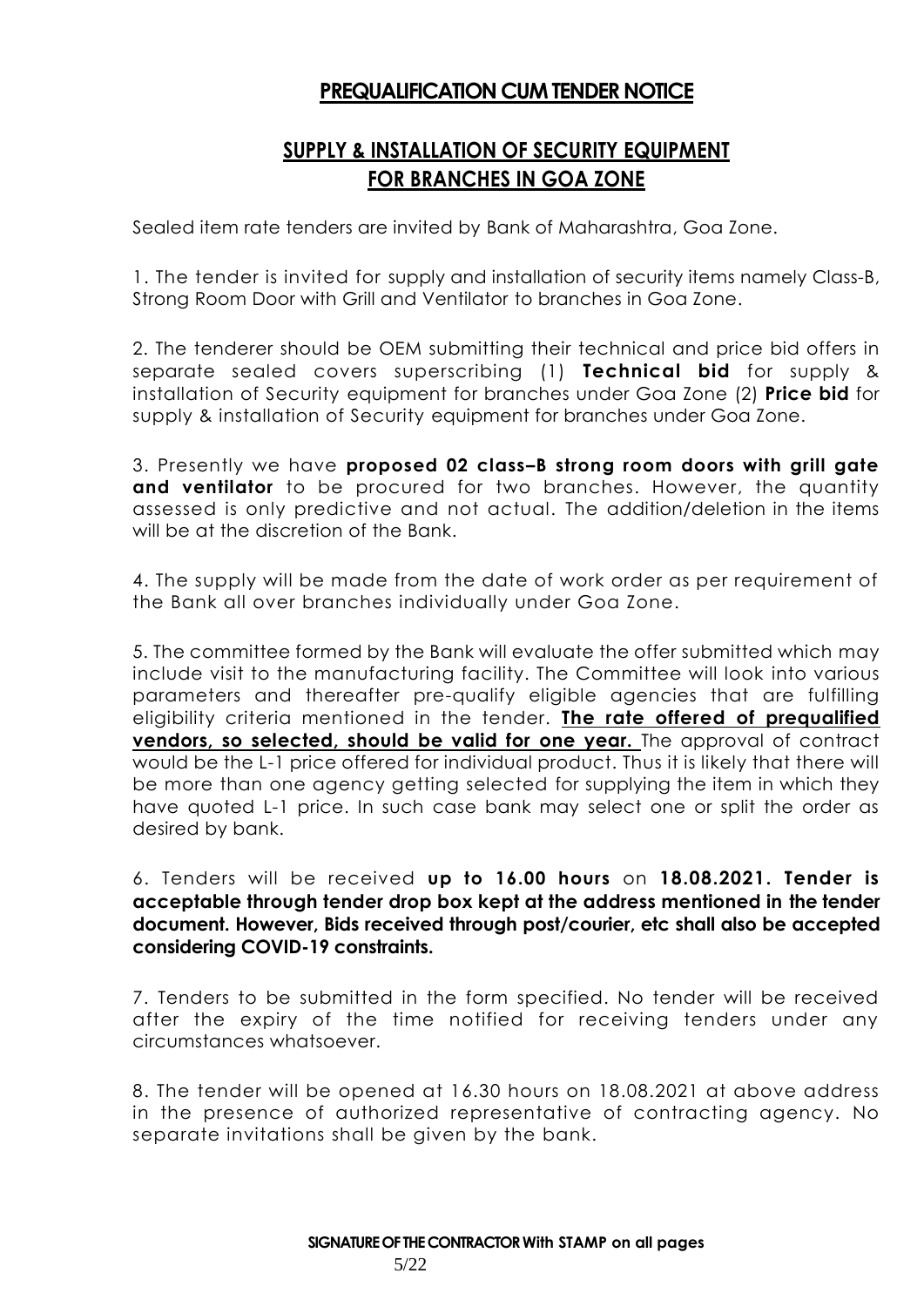## PREQUALIFICATION CUM TENDER NOTICE

## SUPPLY & INSTALLATION OF SECURITY EQUIPMENT FOR BRANCHES IN GOA ZONE

Sealed item rate tenders are invited by Bank of Maharashtra, Goa Zone.

1. The tender is invited for supply and installation of security items namely Class-B, Strong Room Door with Grill and Ventilator to branches in Goa Zone.

2. The tenderer should be OEM submitting their technical and price bid offers in separate sealed covers superscribing (1) **Technical bid** for supply & installation of Security equipment for branches under Goa Zone (2) **Price bid** for supply & installation of Security equipment for branches under Goa Zone.

3. Presently we have **proposed 02 class–B strong room doors with grill gate and ventilator** to be procured for two branches. However, the quantity assessed is only predictive and not actual. The addition/deletion in the items will be at the discretion of the Bank.

4. The supply will be made from the date of work order as per requirement of the Bank all over branches individually under Goa Zone.

5. The committee formed by the Bank will evaluate the offer submitted which may include visit to the manufacturing facility. The Committee will look into various parameters and thereafter pre-qualify eligible agencies that are fulfilling eligibility criteria mentioned in the tender. **The rate offered of prequalified vendors, so selected, should be valid for one year.** The approval of contract would be the L-1 price offered for individual product. Thus it is likely that there will be more than one agency getting selected for supplying the item in which they have quoted L-1 price. In such case bank may select one or split the order as desired by bank.

6. Tenders will be received **up to 16.00 hours** on **18.08.2021. Tender is acceptable through tender drop box kept at the address mentioned in the tender document. However, Bids received through post/courier, etc shall also be accepted considering COVID-19 constraints.**

7. Tenders to be submitted in the form specified. No tender will be received after the expiry of the time notified for receiving tenders under any circumstances whatsoever.

8. The tender will be opened at 16.30 hours on 18.08.2021 at above address in the presence of authorized representative of contracting agency. No separate invitations shall be given by the bank.

**SIGNATURE OF THE CONTRACTOR With STAMP on all pages**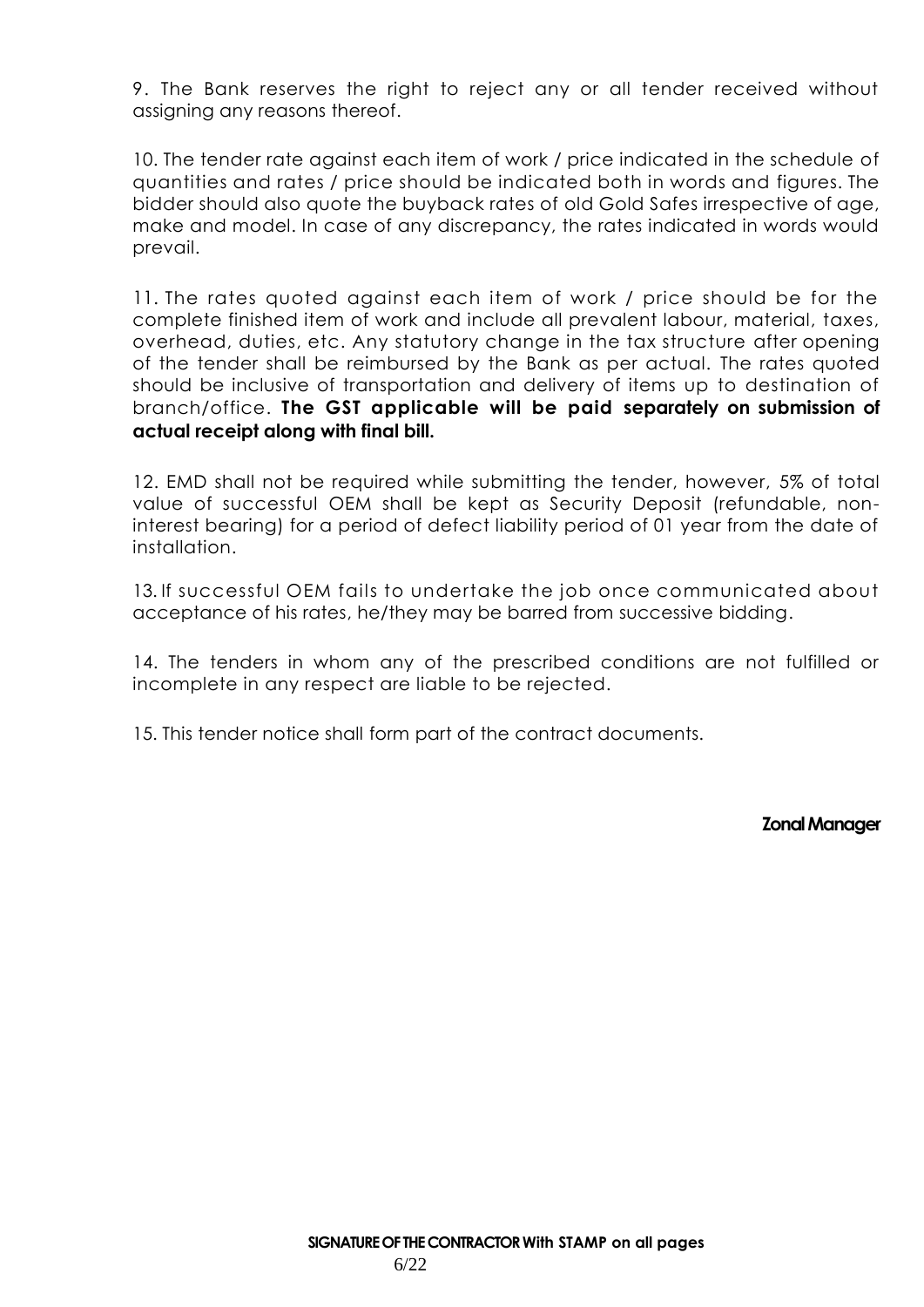9. The Bank reserves the right to reject any or all tender received without assigning any reasons thereof.

10. The tender rate against each item of work / price indicated in the schedule of quantities and rates / price should be indicated both in words and figures. The bidder should also quote the buyback rates of old Gold Safes irrespective of age, make and model. In case of any discrepancy, the rates indicated in words would prevail.

11. The rates quoted against each item of work / price should be for the complete finished item of work and include all prevalent labour, material, taxes, overhead, duties, etc. Any statutory change in the tax structure after opening of the tender shall be reimbursed by the Bank as per actual. The rates quoted should be inclusive of transportation and delivery of items up to destination of branch/office. **The GST applicable will be paid separately on submission of actual receipt along with final bill.**

12. EMD shall not be required while submitting the tender, however, 5% of total value of successful OEM shall be kept as Security Deposit (refundable, non-interest bearing) for a period of defect liability period of 01 year from the date of installation.

13. If successful OEM fails to undertake the job once communicated about acceptance of his rates, he/they may be barred from successive bidding.

14. The tenders in whom any of the prescribed conditions are not fulfilled or incomplete in any respect are liable to be rejected.

15. This tender notice shall form part of the contract documents.

**Zonal Manager**

**SIGNATURE OF THE CONTRACTOR With STAMP on all pages**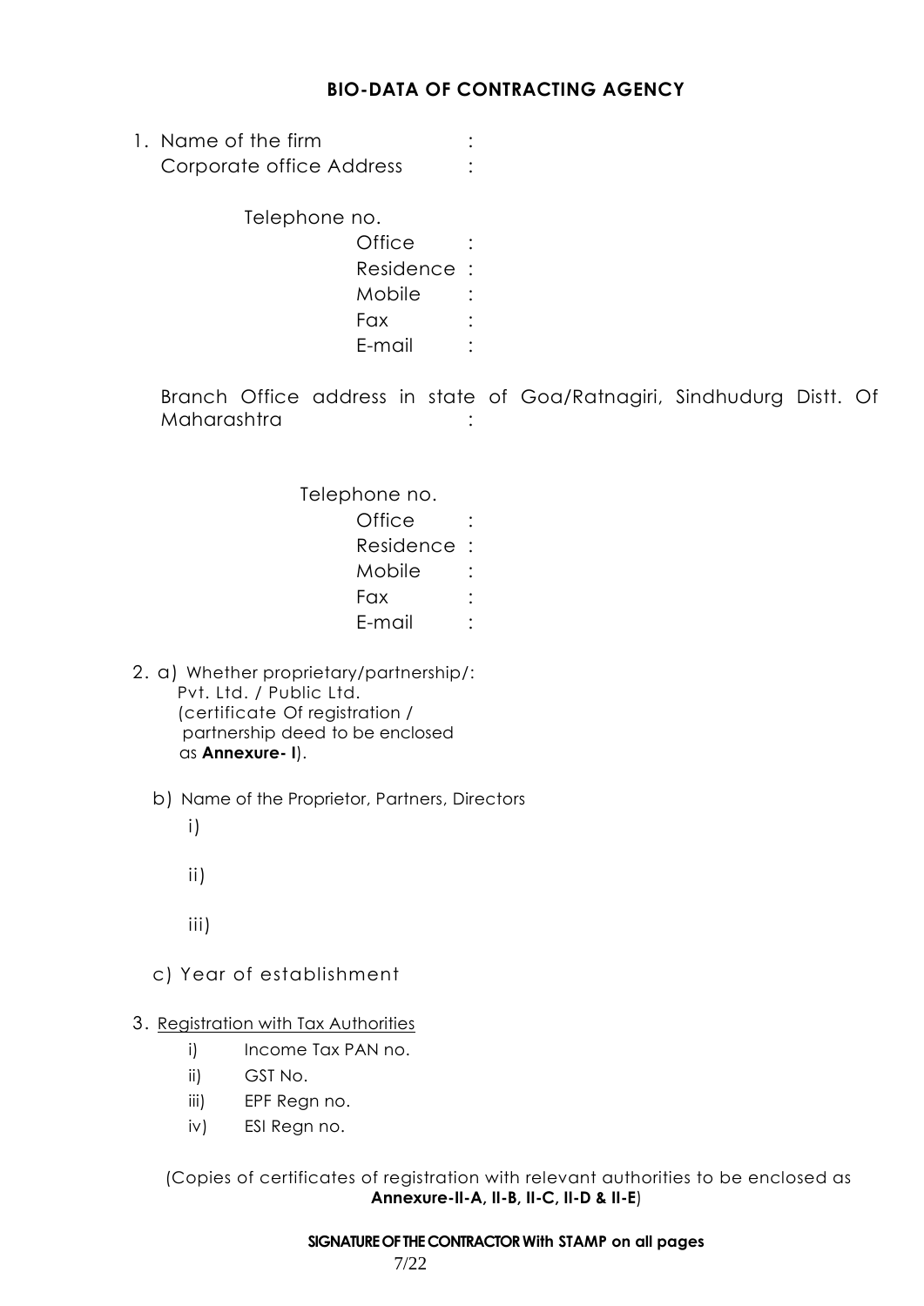## BIO-DATA OF CONTRACTING AGENCY

1. Name of the firm :

   Corporate office Address :

   Telephone no.

   Office :

   Residence :

   Mobile :

   Fax :

   E-mail :

   Branch Office address in state of Goa/Ratnagiri, Sindhudurg Distt. Of Maharashtra :

   Telephone no.

   Office :

   Residence :

   Mobile :

   Fax :

   E-mail :

2. a) Whether proprietary/partnership/: Pvt. Ltd. / Public Ltd. (certificate Of registration / partnership deed to be enclosed as **Annexure- I**).

   b) Name of the Proprietor, Partners, Directors

      i)

      ii)

      iii)

   c) Year of establishment

3. Registration with Tax Authorities

   i) Income Tax PAN no.

   ii) GST No.

   iii) EPF Regn no.

   iv) ESI Regn no.

   (Copies of certificates of registration with relevant authorities to be enclosed as **Annexure-II-A, II-B, II-C, II-D & II-E**)

**SIGNATURE OF THE CONTRACTOR With STAMP on all pages**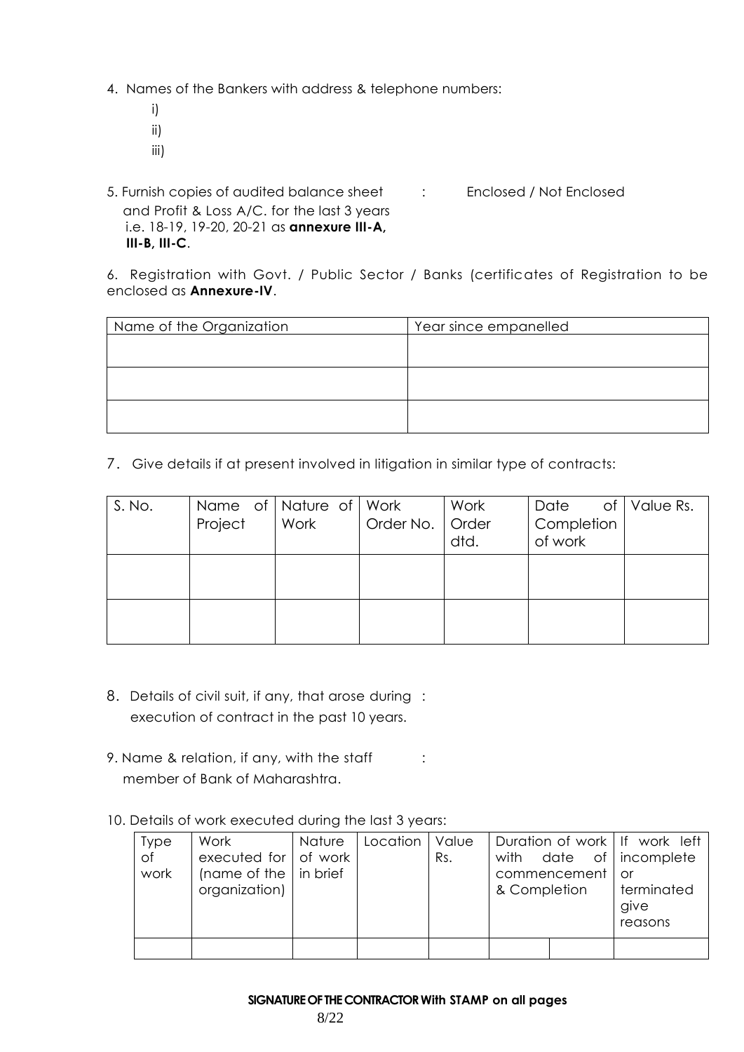4. Names of the Bankers with address & telephone numbers:

   i)

   ii)

   iii)

5. Furnish copies of audited balance sheet and Profit & Loss A/C. for the last 3 years i.e. 18-19, 19-20, 20-21 as **annexure III-A, III-B, III-C**. : Enclosed / Not Enclosed

6. Registration with Govt. / Public Sector / Banks (certificates of Registration to be enclosed as **Annexure-IV**.

| Name of the Organization | Year since empanelled |
|---|---|
| | |
| | |
| | |

7. Give details if at present involved in litigation in similar type of contracts:

| S. No. | Name of Project | Nature of Work | Work Order No. | Work Order dtd. | Date of Completion of work | Value Rs. |
|---|---|---|---|---|---|---|
| | | | | | | |
| | | | | | | |

8. Details of civil suit, if any, that arose during execution of contract in the past 10 years. :

9. Name & relation, if any, with the staff member of Bank of Maharashtra. :

10. Details of work executed during the last 3 years:

| Type of work | Work executed for (name of the organization) | Nature of work in brief | Location | Value Rs. | Duration of work with date of commencement & Completion | | If work left incomplete or terminated give reasons |
|---|---|---|---|---|---|---|---|
| | | | | | | | |

**SIGNATURE OF THE CONTRACTOR With STAMP on all pages**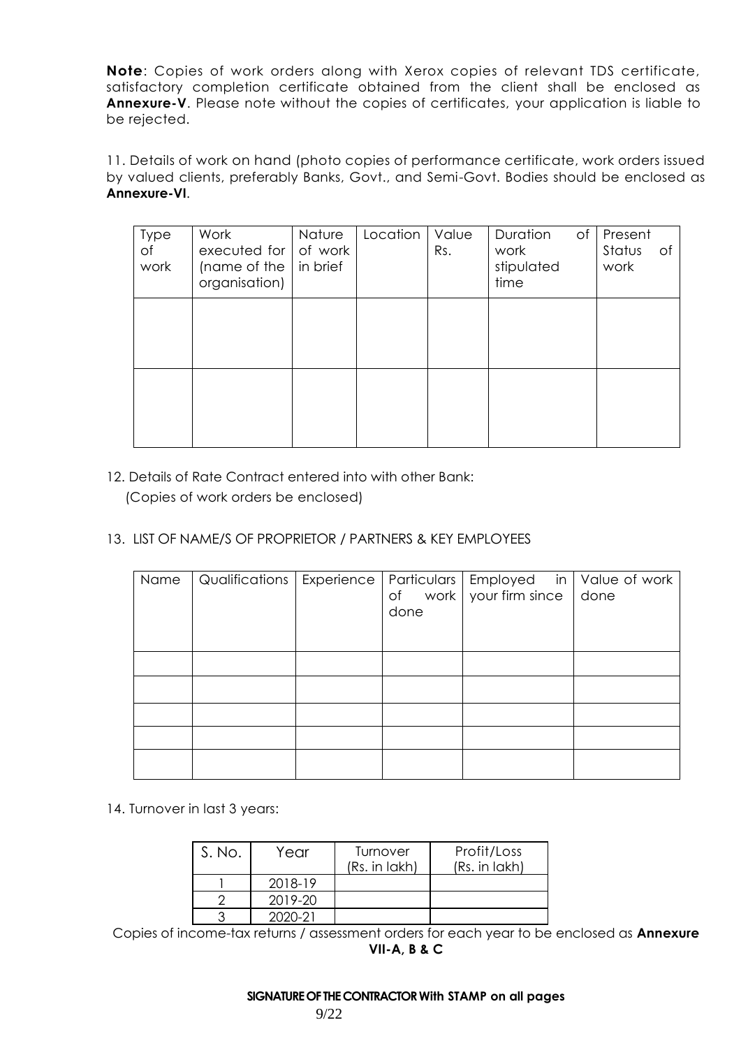**Note**: Copies of work orders along with Xerox copies of relevant TDS certificate, satisfactory completion certificate obtained from the client shall be enclosed as **Annexure-V**. Please note without the copies of certificates, your application is liable to be rejected.

11. Details of work on hand (photo copies of performance certificate, work orders issued by valued clients, preferably Banks, Govt., and Semi-Govt. Bodies should be enclosed as **Annexure-VI**.

| Type of work | Work executed for (name of the organisation) | Nature of work in brief | Location | Value Rs. | Duration of work stipulated time | Present Status of work |
|---|---|---|---|---|---|---|
| | | | | | | |
| | | | | | | |

12. Details of Rate Contract entered into with other Bank:
(Copies of work orders be enclosed)

13. LIST OF NAME/S OF PROPRIETOR / PARTNERS & KEY EMPLOYEES

| Name | Qualifications | Experience | Particulars of work done | Employed in your firm since | Value of work done |
|---|---|---|---|---|---|
| | | | | | |
| | | | | | |
| | | | | | |
| | | | | | |
| | | | | | |

14. Turnover in last 3 years:

| S. No. | Year | Turnover (Rs. in lakh) | Profit/Loss (Rs. in lakh) |
|---|---|---|---|
| 1 | 2018-19 | | |
| 2 | 2019-20 | | |
| 3 | 2020-21 | | |

Copies of income-tax returns / assessment orders for each year to be enclosed as **Annexure VII-A, B & C**

**SIGNATURE OF THE CONTRACTOR With STAMP on all pages**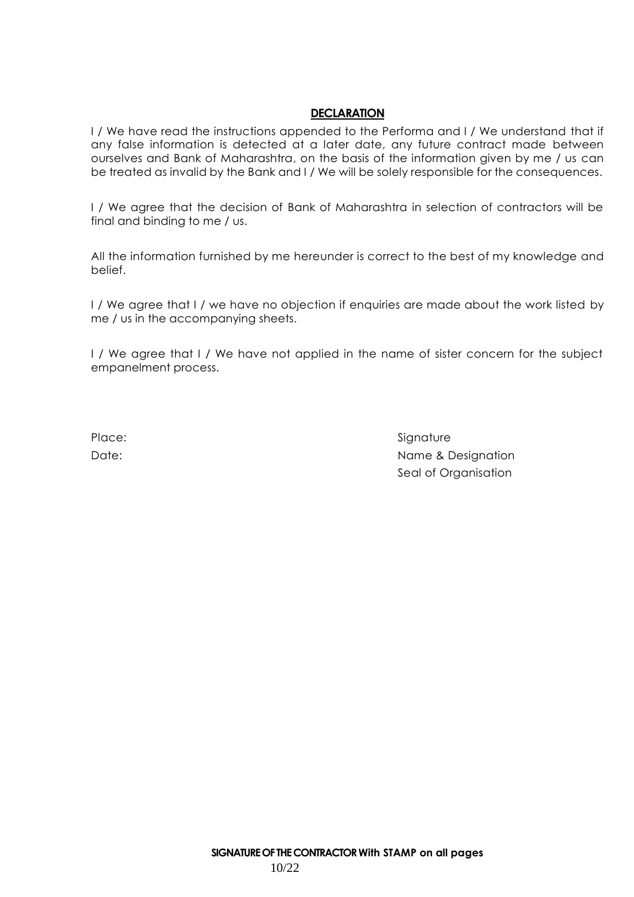## DECLARATION

I / We have read the instructions appended to the Performa and I / We understand that if any false information is detected at a later date, any future contract made between ourselves and Bank of Maharashtra, on the basis of the information given by me / us can be treated as invalid by the Bank and I / We will be solely responsible for the consequences.

I / We agree that the decision of Bank of Maharashtra in selection of contractors will be final and binding to me / us.

All the information furnished by me hereunder is correct to the best of my knowledge and belief.

I / We agree that I / we have no objection if enquiries are made about the work listed by me / us in the accompanying sheets.

I / We agree that I / We have not applied in the name of sister concern for the subject empanelment process.

Place:

Date:

Signature

Name & Designation

Seal of Organisation

**SIGNATURE OF THE CONTRACTOR With STAMP on all pages**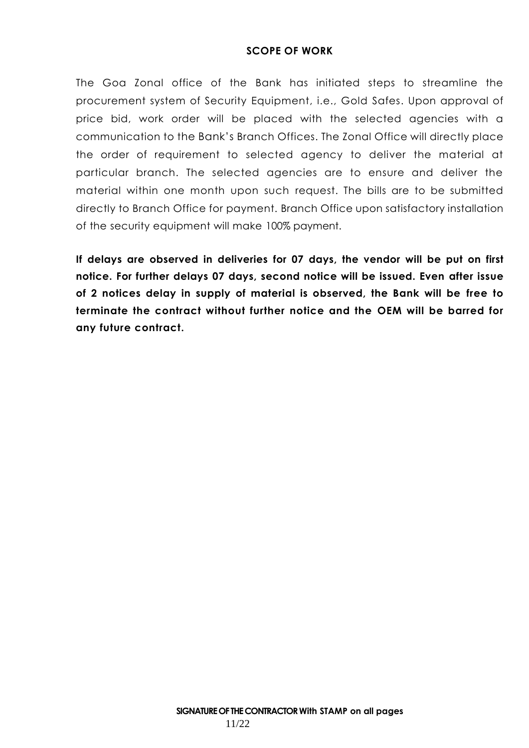## SCOPE OF WORK

The Goa Zonal office of the Bank has initiated steps to streamline the procurement system of Security Equipment, i.e., Gold Safes. Upon approval of price bid, work order will be placed with the selected agencies with a communication to the Bank's Branch Offices. The Zonal Office will directly place the order of requirement to selected agency to deliver the material at particular branch. The selected agencies are to ensure and deliver the material within one month upon such request. The bills are to be submitted directly to Branch Office for payment. Branch Office upon satisfactory installation of the security equipment will make 100% payment.

**If delays are observed in deliveries for 07 days, the vendor will be put on first notice. For further delays 07 days, second notice will be issued. Even after issue of 2 notices delay in supply of material is observed, the Bank will be free to terminate the contract without further notice and the OEM will be barred for any future contract.**

**SIGNATURE OF THE CONTRACTOR With STAMP on all pages**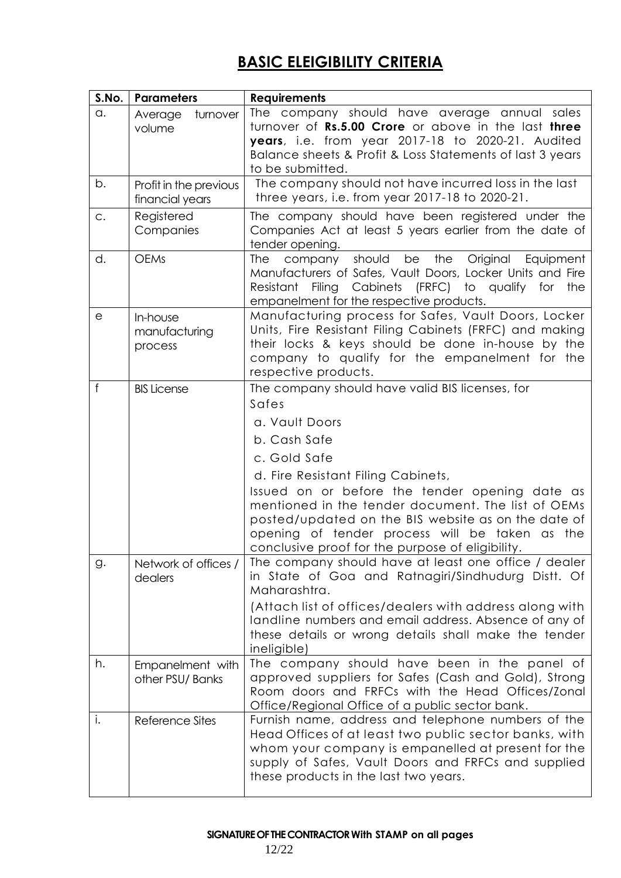## BASIC ELEIGIBILITY CRITERIA

| S.No. | Parameters | Requirements |
|---|---|---|
| a. | Average turnover volume | The company should have average annual sales turnover of **Rs.5.00 Crore** or above in the last **three years**, i.e. from year 2017-18 to 2020-21. Audited Balance sheets & Profit & Loss Statements of last 3 years to be submitted. |
| b. | Profit in the previous financial years | The company should not have incurred loss in the last three years, i.e. from year 2017-18 to 2020-21. |
| c. | Registered Companies | The company should have been registered under the Companies Act at least 5 years earlier from the date of tender opening. |
| d. | OEMs | The company should be the Original Equipment Manufacturers of Safes, Vault Doors, Locker Units and Fire Resistant Filing Cabinets (FRFC) to qualify for the empanelment for the respective products. |
| e | In-house manufacturing process | Manufacturing process for Safes, Vault Doors, Locker Units, Fire Resistant Filing Cabinets (FRFC) and making their locks & keys should be done in-house by the company to qualify for the empanelment for the respective products. |
| f | BIS License | The company should have valid BIS licenses, for Safes<br>a. Vault Doors<br>b. Cash Safe<br>c. Gold Safe<br>d. Fire Resistant Filing Cabinets,<br>Issued on or before the tender opening date as mentioned in the tender document. The list of OEMs posted/updated on the BIS website as on the date of opening of tender process will be taken as the conclusive proof for the purpose of eligibility. |
| g. | Network of offices / dealers | The company should have at least one office / dealer in State of Goa and Ratnagiri/Sindhudurg Distt. Of Maharashtra.<br>(Attach list of offices/dealers with address along with landline numbers and email address. Absence of any of these details or wrong details shall make the tender ineligible) |
| h. | Empanelment with other PSU/ Banks | The company should have been in the panel of approved suppliers for Safes (Cash and Gold), Strong Room doors and FRFCs with the Head Offices/Zonal Office/Regional Office of a public sector bank. |
| i. | Reference Sites | Furnish name, address and telephone numbers of the Head Offices of at least two public sector banks, with whom your company is empanelled at present for the supply of Safes, Vault Doors and FRFCs and supplied these products in the last two years. |

**SIGNATURE OF THE CONTRACTOR With STAMP on all pages**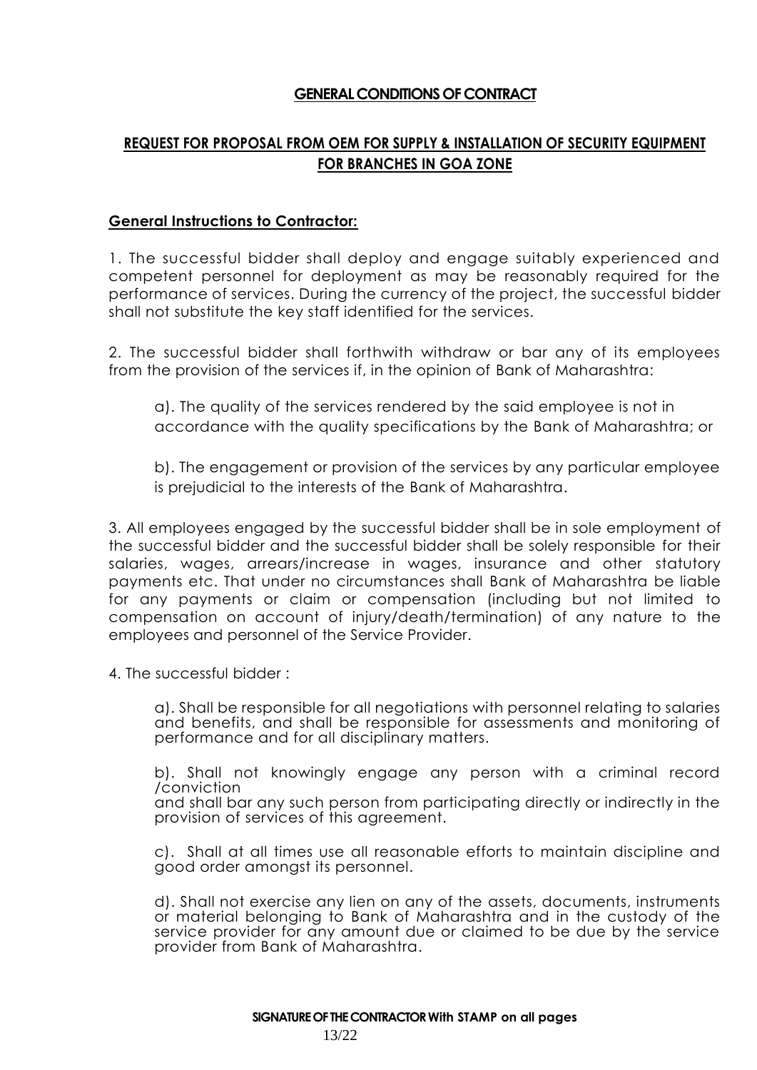## GENERAL CONDITIONS OF CONTRACT

## REQUEST FOR PROPOSAL FROM OEM FOR SUPPLY & INSTALLATION OF SECURITY EQUIPMENT FOR BRANCHES IN GOA ZONE

**General Instructions to Contractor:**

1. The successful bidder shall deploy and engage suitably experienced and competent personnel for deployment as may be reasonably required for the performance of services. During the currency of the project, the successful bidder shall not substitute the key staff identified for the services.

2. The successful bidder shall forthwith withdraw or bar any of its employees from the provision of the services if, in the opinion of Bank of Maharashtra:

   a). The quality of the services rendered by the said employee is not in accordance with the quality specifications by the Bank of Maharashtra; or

   b). The engagement or provision of the services by any particular employee is prejudicial to the interests of the Bank of Maharashtra.

3. All employees engaged by the successful bidder shall be in sole employment of the successful bidder and the successful bidder shall be solely responsible for their salaries, wages, arrears/increase in wages, insurance and other statutory payments etc. That under no circumstances shall Bank of Maharashtra be liable for any payments or claim or compensation (including but not limited to compensation on account of injury/death/termination) of any nature to the employees and personnel of the Service Provider.

4. The successful bidder :

   a). Shall be responsible for all negotiations with personnel relating to salaries and benefits, and shall be responsible for assessments and monitoring of performance and for all disciplinary matters.

   b). Shall not knowingly engage any person with a criminal record /conviction and shall bar any such person from participating directly or indirectly in the provision of services of this agreement.

   c). Shall at all times use all reasonable efforts to maintain discipline and good order amongst its personnel.

   d). Shall not exercise any lien on any of the assets, documents, instruments or material belonging to Bank of Maharashtra and in the custody of the service provider for any amount due or claimed to be due by the service provider from Bank of Maharashtra.

**SIGNATURE OF THE CONTRACTOR With STAMP on all pages**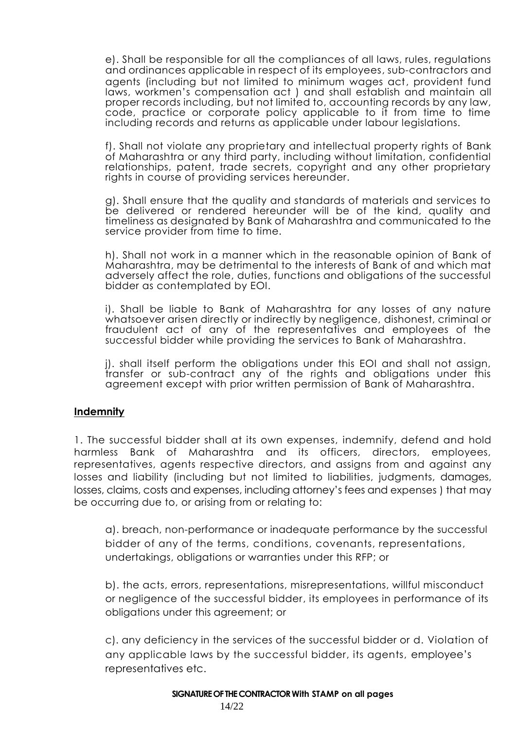e). Shall be responsible for all the compliances of all laws, rules, regulations and ordinances applicable in respect of its employees, sub-contractors and agents (including but not limited to minimum wages act, provident fund laws, workmen's compensation act ) and shall establish and maintain all proper records including, but not limited to, accounting records by any law, code, practice or corporate policy applicable to it from time to time including records and returns as applicable under labour legislations.

f). Shall not violate any proprietary and intellectual property rights of Bank of Maharashtra or any third party, including without limitation, confidential relationships, patent, trade secrets, copyright and any other proprietary rights in course of providing services hereunder.

g). Shall ensure that the quality and standards of materials and services to be delivered or rendered hereunder will be of the kind, quality and timeliness as designated by Bank of Maharashtra and communicated to the service provider from time to time.

h). Shall not work in a manner which in the reasonable opinion of Bank of Maharashtra, may be detrimental to the interests of Bank of and which mat adversely affect the role, duties, functions and obligations of the successful bidder as contemplated by EOI.

i). Shall be liable to Bank of Maharashtra for any losses of any nature whatsoever arisen directly or indirectly by negligence, dishonest, criminal or fraudulent act of any of the representatives and employees of the successful bidder while providing the services to Bank of Maharashtra.

j). shall itself perform the obligations under this EOI and shall not assign, transfer or sub-contract any of the rights and obligations under this agreement except with prior written permission of Bank of Maharashtra.

**Indemnity**

1. The successful bidder shall at its own expenses, indemnify, defend and hold harmless Bank of Maharashtra and its officers, directors, employees, representatives, agents respective directors, and assigns from and against any losses and liability (including but not limited to liabilities, judgments, damages, losses, claims, costs and expenses, including attorney's fees and expenses ) that may be occurring due to, or arising from or relating to:

a). breach, non-performance or inadequate performance by the successful bidder of any of the terms, conditions, covenants, representations, undertakings, obligations or warranties under this RFP; or

b). the acts, errors, representations, misrepresentations, willful misconduct or negligence of the successful bidder, its employees in performance of its obligations under this agreement; or

c). any deficiency in the services of the successful bidder or d. Violation of any applicable laws by the successful bidder, its agents, employee's representatives etc.

**SIGNATURE OF THE CONTRACTOR With STAMP on all pages**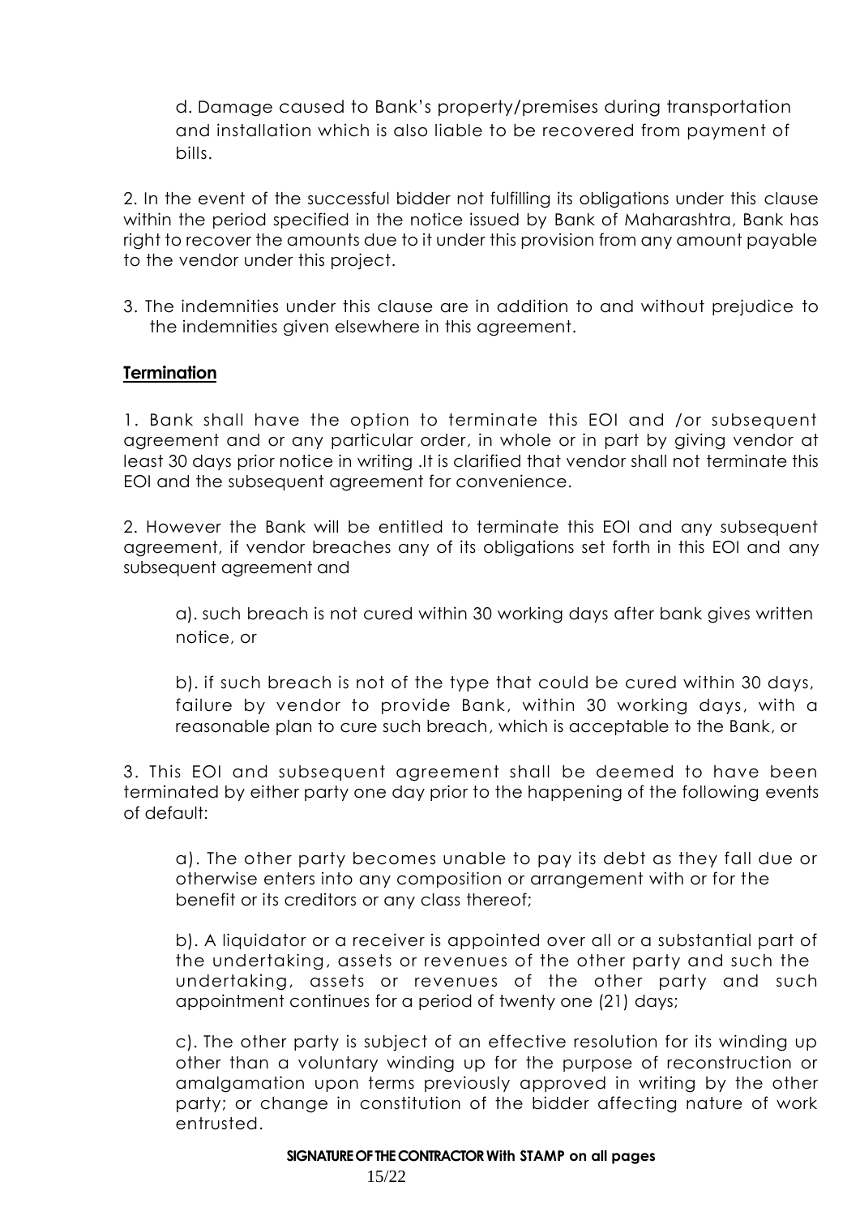d. Damage caused to Bank's property/premises during transportation and installation which is also liable to be recovered from payment of bills.

2. In the event of the successful bidder not fulfilling its obligations under this clause within the period specified in the notice issued by Bank of Maharashtra, Bank has right to recover the amounts due to it under this provision from any amount payable to the vendor under this project.

3. The indemnities under this clause are in addition to and without prejudice to the indemnities given elsewhere in this agreement.

**Termination**

1. Bank shall have the option to terminate this EOI and /or subsequent agreement and or any particular order, in whole or in part by giving vendor at least 30 days prior notice in writing .It is clarified that vendor shall not terminate this EOI and the subsequent agreement for convenience.

2. However the Bank will be entitled to terminate this EOI and any subsequent agreement, if vendor breaches any of its obligations set forth in this EOI and any subsequent agreement and

a). such breach is not cured within 30 working days after bank gives written notice, or

b). if such breach is not of the type that could be cured within 30 days, failure by vendor to provide Bank, within 30 working days, with a reasonable plan to cure such breach, which is acceptable to the Bank, or

3. This EOI and subsequent agreement shall be deemed to have been terminated by either party one day prior to the happening of the following events of default:

a). The other party becomes unable to pay its debt as they fall due or otherwise enters into any composition or arrangement with or for the benefit or its creditors or any class thereof;

b). A liquidator or a receiver is appointed over all or a substantial part of the undertaking, assets or revenues of the other party and such the undertaking, assets or revenues of the other party and such appointment continues for a period of twenty one (21) days;

c). The other party is subject of an effective resolution for its winding up other than a voluntary winding up for the purpose of reconstruction or amalgamation upon terms previously approved in writing by the other party; or change in constitution of the bidder affecting nature of work entrusted.

**SIGNATURE OF THE CONTRACTOR With STAMP on all pages**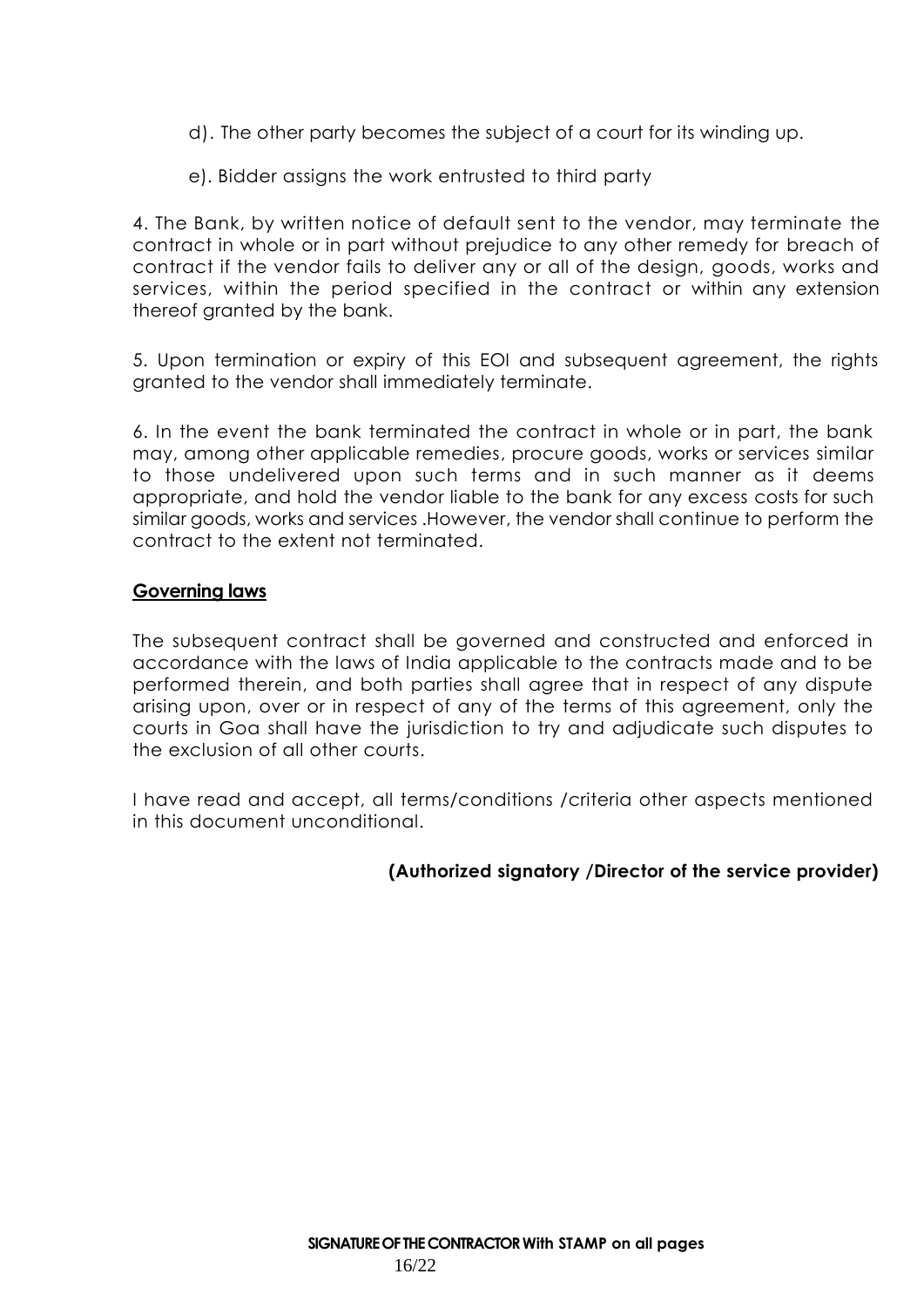d). The other party becomes the subject of a court for its winding up.

e). Bidder assigns the work entrusted to third party

4. The Bank, by written notice of default sent to the vendor, may terminate the contract in whole or in part without prejudice to any other remedy for breach of contract if the vendor fails to deliver any or all of the design, goods, works and services, within the period specified in the contract or within any extension thereof granted by the bank.

5. Upon termination or expiry of this EOI and subsequent agreement, the rights granted to the vendor shall immediately terminate.

6. In the event the bank terminated the contract in whole or in part, the bank may, among other applicable remedies, procure goods, works or services similar to those undelivered upon such terms and in such manner as it deems appropriate, and hold the vendor liable to the bank for any excess costs for such similar goods, works and services .However, the vendor shall continue to perform the contract to the extent not terminated.

## Governing laws

The subsequent contract shall be governed and constructed and enforced in accordance with the laws of India applicable to the contracts made and to be performed therein, and both parties shall agree that in respect of any dispute arising upon, over or in respect of any of the terms of this agreement, only the courts in Goa shall have the jurisdiction to try and adjudicate such disputes to the exclusion of all other courts.

I have read and accept, all terms/conditions /criteria other aspects mentioned in this document unconditional.

**(Authorized signatory /Director of the service provider)**

**SIGNATURE OF THE CONTRACTOR With STAMP on all pages**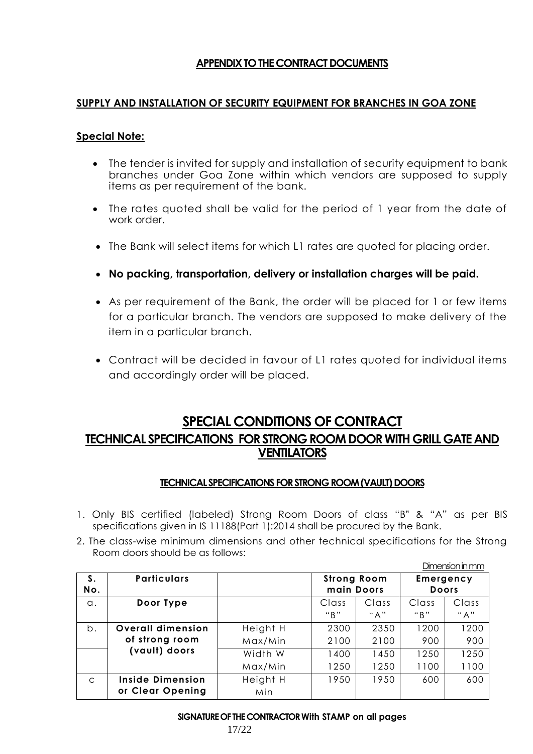## APPENDIX TO THE CONTRACT DOCUMENTS

### SUPPLY AND INSTALLATION OF SECURITY EQUIPMENT FOR BRANCHES IN GOA ZONE

**Special Note:**

- The tender is invited for supply and installation of security equipment to bank branches under Goa Zone within which vendors are supposed to supply items as per requirement of the bank.
- The rates quoted shall be valid for the period of 1 year from the date of work order.
- The Bank will select items for which L1 rates are quoted for placing order.
- **No packing, transportation, delivery or installation charges will be paid.**
- As per requirement of the Bank, the order will be placed for 1 or few items for a particular branch. The vendors are supposed to make delivery of the item in a particular branch.
- Contract will be decided in favour of L1 rates quoted for individual items and accordingly order will be placed.

# SPECIAL CONDITIONS OF CONTRACT

## TECHNICAL SPECIFICATIONS FOR STRONG ROOM DOOR WITH GRILL GATE AND VENTILATORS

### TECHNICAL SPECIFICATIONS FOR STRONG ROOM (VAULT) DOORS

1. Only BIS certified (labeled) Strong Room Doors of class "B" & "A" as per BIS specifications given in IS 11188(Part 1):2014 shall be procured by the Bank.
2. The class-wise minimum dimensions and other technical specifications for the Strong Room doors should be as follows:

Dimension in mm

| S. No. | Particulars | | Strong Room main Doors | | Emergency Doors | |
|---|---|---|---|---|---|---|
| a. | Door Type | | Class "B" | Class "A" | Class "B" | Class "A" |
| b. | Overall dimension of strong room (vault) doors | Height H Max/Min | 2300<br>2100 | 2350<br>2100 | 1200<br>900 | 1200<br>900 |
| | | Width W Max/Min | 1400<br>1250 | 1450<br>1250 | 1250<br>1100 | 1250<br>1100 |
| c | Inside Dimension or Clear Opening | Height H Min | 1950 | 1950 | 600 | 600 |

**SIGNATURE OF THE CONTRACTOR With STAMP on all pages**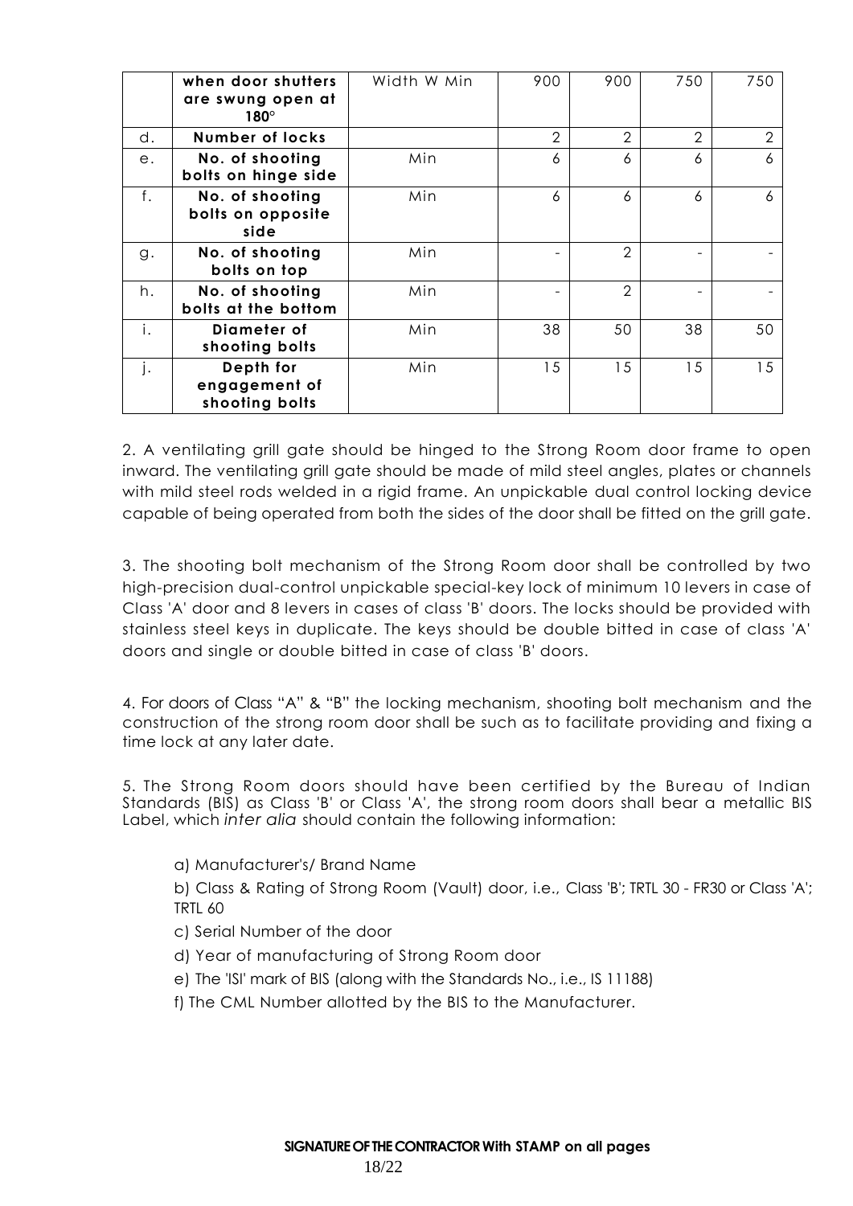|  | when door shutters are swung open at 180° | Width W Min | 900 | 900 | 750 | 750 |
|---|---|---|---|---|---|---|
| d. | **Number of locks** |  | 2 | 2 | 2 | 2 |
| e. | **No. of shooting bolts on hinge side** | Min | 6 | 6 | 6 | 6 |
| f. | **No. of shooting bolts on opposite side** | Min | 6 | 6 | 6 | 6 |
| g. | **No. of shooting bolts on top** | Min | - | 2 | - | - |
| h. | **No. of shooting bolts at the bottom** | Min | - | 2 | - | - |
| i. | **Diameter of shooting bolts** | Min | 38 | 50 | 38 | 50 |
| j. | **Depth for engagement of shooting bolts** | Min | 15 | 15 | 15 | 15 |

2. A ventilating grill gate should be hinged to the Strong Room door frame to open inward. The ventilating grill gate should be made of mild steel angles, plates or channels with mild steel rods welded in a rigid frame. An unpickable dual control locking device capable of being operated from both the sides of the door shall be fitted on the grill gate.

3. The shooting bolt mechanism of the Strong Room door shall be controlled by two high-precision dual-control unpickable special-key lock of minimum 10 levers in case of Class 'A' door and 8 levers in cases of class 'B' doors. The locks should be provided with stainless steel keys in duplicate. The keys should be double bitted in case of class 'A' doors and single or double bitted in case of class 'B' doors.

4. For doors of Class "A" & "B" the locking mechanism, shooting bolt mechanism and the construction of the strong room door shall be such as to facilitate providing and fixing a time lock at any later date.

5. The Strong Room doors should have been certified by the Bureau of Indian Standards (BIS) as Class 'B' or Class 'A', the strong room doors shall bear a metallic BIS Label, which *inter alia* should contain the following information:

a) Manufacturer's/ Brand Name

b) Class & Rating of Strong Room (Vault) door, i.e., Class 'B'; TRTL 30 - FR30 or Class 'A'; TRTL 60

c) Serial Number of the door

d) Year of manufacturing of Strong Room door

e) The 'ISI' mark of BIS (along with the Standards No., i.e., IS 11188)

f) The CML Number allotted by the BIS to the Manufacturer.

**SIGNATURE OF THE CONTRACTOR With STAMP on all pages**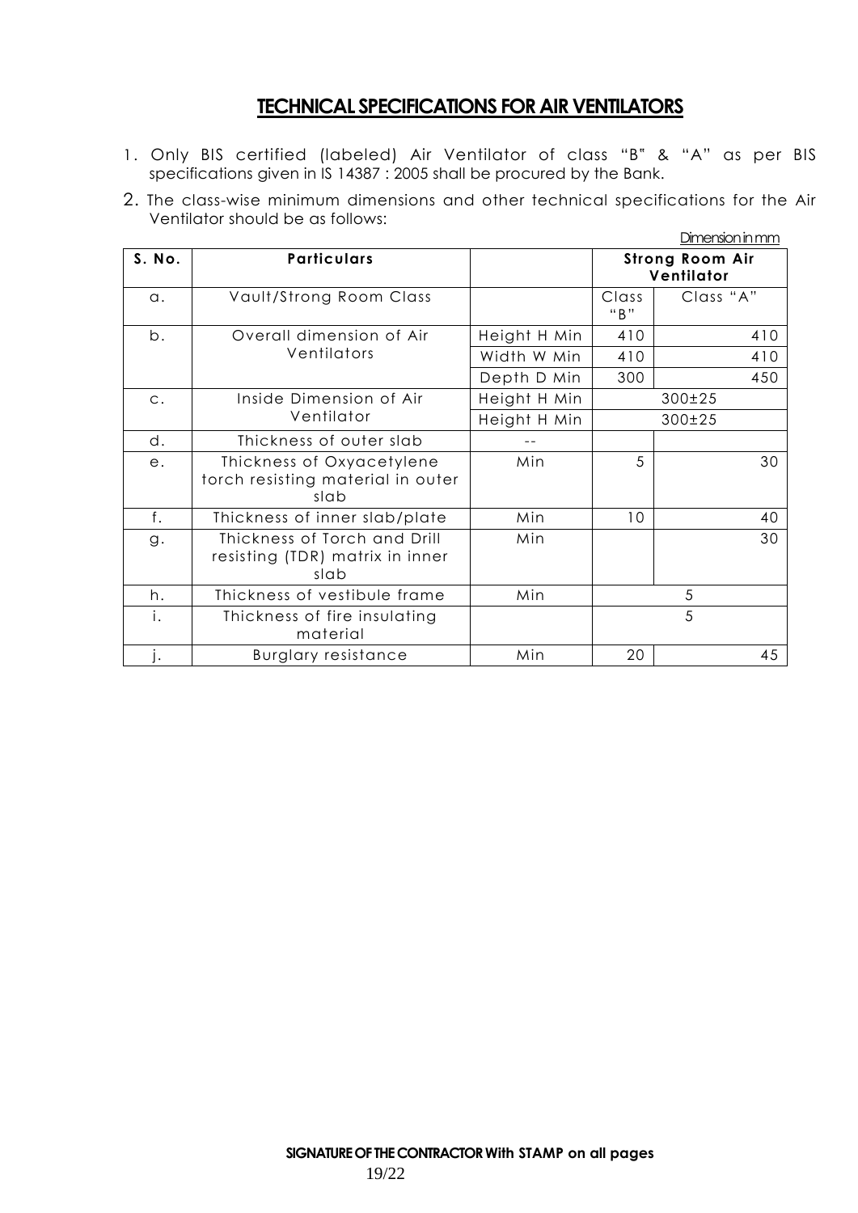# TECHNICAL SPECIFICATIONS FOR AIR VENTILATORS

1. Only BIS certified (labeled) Air Ventilator of class "B" & "A" as per BIS specifications given in IS 14387 : 2005 shall be procured by the Bank.
2. The class-wise minimum dimensions and other technical specifications for the Air Ventilator should be as follows:

Dimension in mm

| S. No. | Particulars | | Strong Room Air Ventilator | |
|---|---|---|---|---|
| a. | Vault/Strong Room Class | | Class "B" | Class "A" |
| b. | Overall dimension of Air Ventilators | Height H Min | 410 | 410 |
| | | Width W Min | 410 | 410 |
| | | Depth D Min | 300 | 450 |
| c. | Inside Dimension of Air Ventilator | Height H Min | 300±25 | |
| | | Height H Min | 300±25 | |
| d. | Thickness of outer slab | -- | | |
| e. | Thickness of Oxyacetylene torch resisting material in outer slab | Min | 5 | 30 |
| f. | Thickness of inner slab/plate | Min | 10 | 40 |
| g. | Thickness of Torch and Drill resisting (TDR) matrix in inner slab | Min | | 30 |
| h. | Thickness of vestibule frame | Min | 5 | |
| i. | Thickness of fire insulating material | | 5 | |
| j. | Burglary resistance | Min | 20 | 45 |

**SIGNATURE OF THE CONTRACTOR With STAMP on all pages**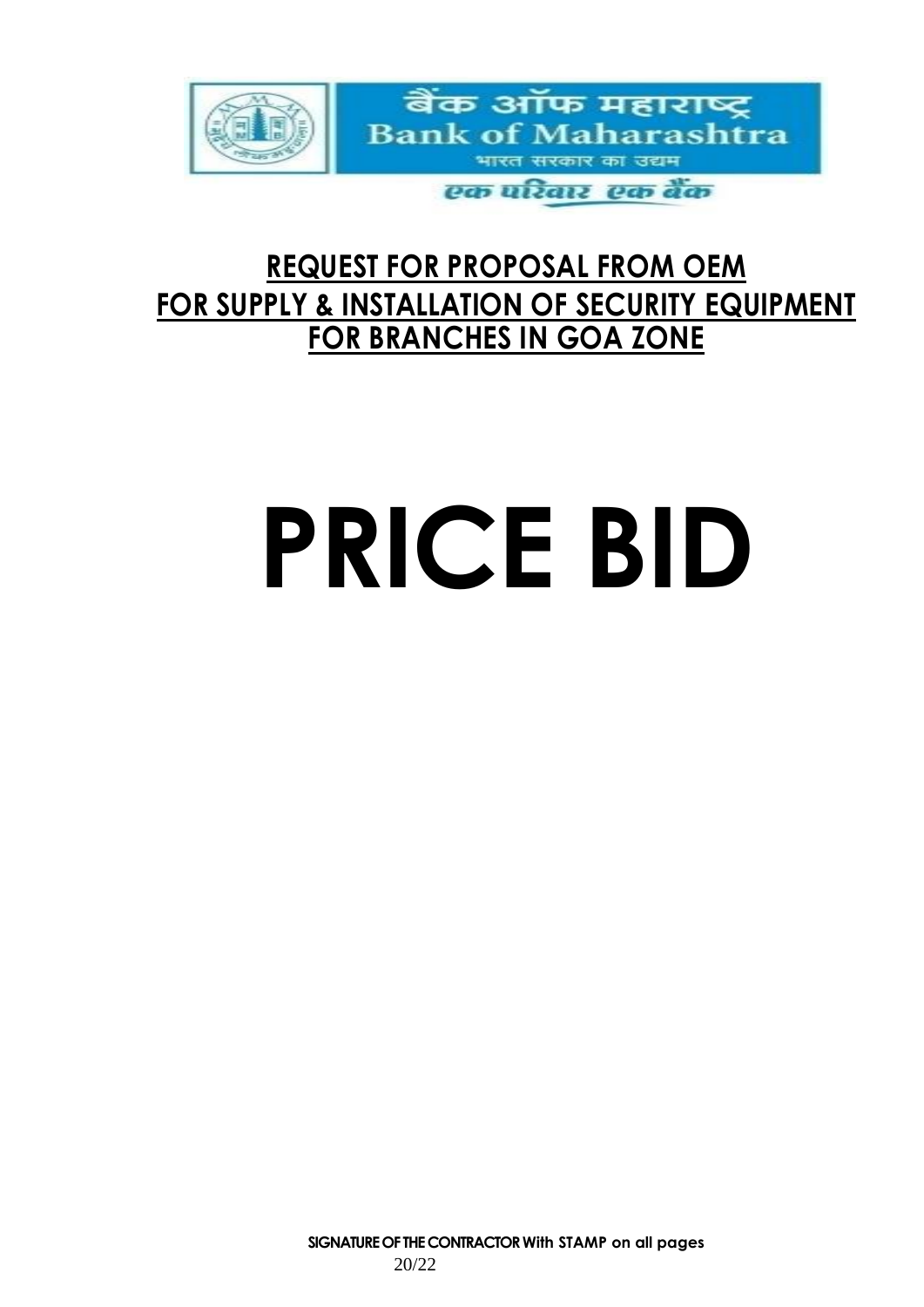बैंक ऑफ महाराष्ट्र
Bank of Maharashtra
भारत सरकार का उद्यम
एक परिवार एक बैंक

## REQUEST FOR PROPOSAL FROM OEM FOR SUPPLY & INSTALLATION OF SECURITY EQUIPMENT FOR BRANCHES IN GOA ZONE

# PRICE BID

**SIGNATURE OF THE CONTRACTOR With STAMP on all pages**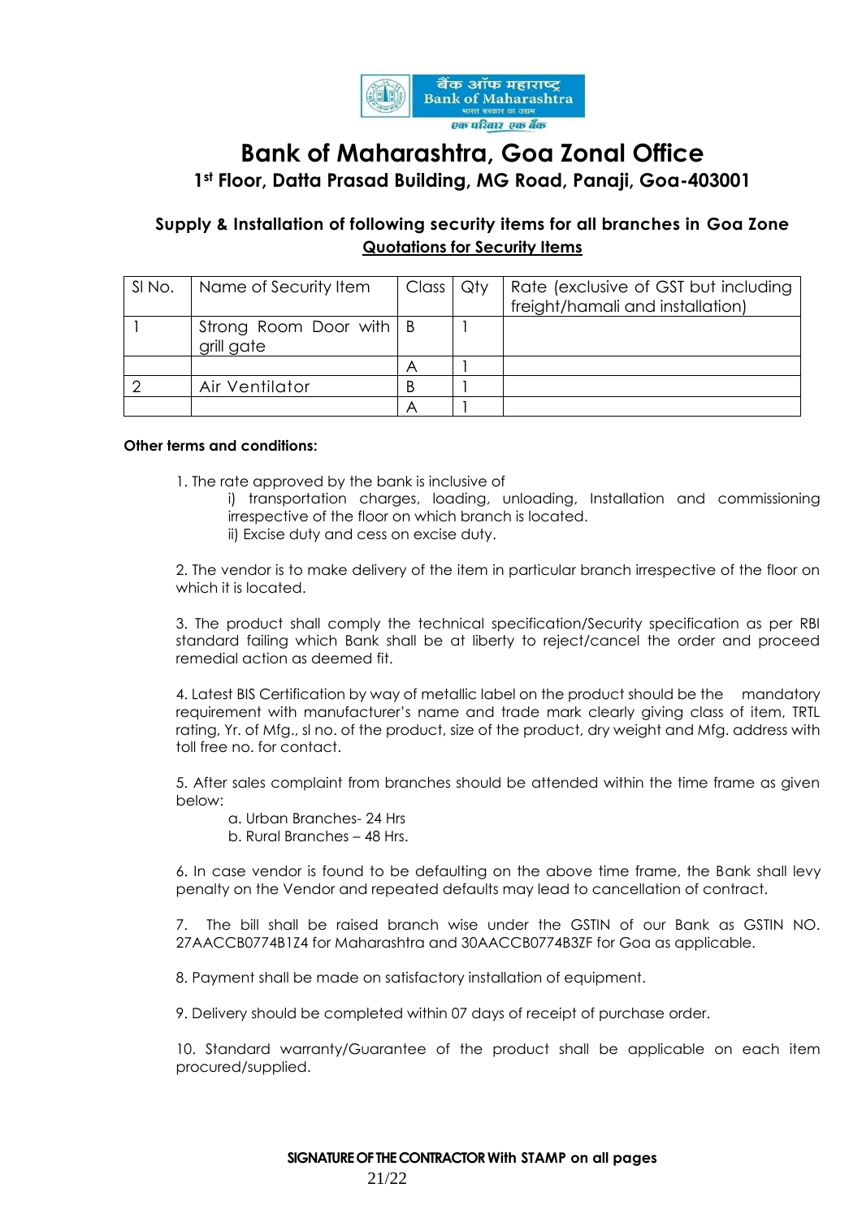# Bank of Maharashtra, Goa Zonal Office

## 1st Floor, Datta Prasad Building, MG Road, Panaji, Goa-403001

### Supply & Installation of following security items for all branches in Goa Zone

**Quotations for Security Items**

| Sl No. | Name of Security Item | Class | Qty | Rate (exclusive of GST but including freight/hamali and installation) |
|---|---|---|---|---|
| 1 | Strong Room Door with grill gate | B | 1 | |
| | | A | 1 | |
| 2 | Air Ventilator | B | 1 | |
| | | A | 1 | |

**Other terms and conditions:**

1. The rate approved by the bank is inclusive of
   i) transportation charges, loading, unloading, Installation and commissioning irrespective of the floor on which branch is located.
   ii) Excise duty and cess on excise duty.

2. The vendor is to make delivery of the item in particular branch irrespective of the floor on which it is located.

3. The product shall comply the technical specification/Security specification as per RBI standard failing which Bank shall be at liberty to reject/cancel the order and proceed remedial action as deemed fit.

4. Latest BIS Certification by way of metallic label on the product should be the mandatory requirement with manufacturer's name and trade mark clearly giving class of item, TRTL rating, Yr. of Mfg., sl no. of the product, size of the product, dry weight and Mfg. address with toll free no. for contact.

5. After sales complaint from branches should be attended within the time frame as given below:
   a. Urban Branches- 24 Hrs
   b. Rural Branches – 48 Hrs.

6. In case vendor is found to be defaulting on the above time frame, the Bank shall levy penalty on the Vendor and repeated defaults may lead to cancellation of contract.

7. The bill shall be raised branch wise under the GSTIN of our Bank as GSTIN NO. 27AACCB0774B1Z4 for Maharashtra and 30AACCB0774B3ZF for Goa as applicable.

8. Payment shall be made on satisfactory installation of equipment.

9. Delivery should be completed within 07 days of receipt of purchase order.

10. Standard warranty/Guarantee of the product shall be applicable on each item procured/supplied.

**SIGNATURE OF THE CONTRACTOR With STAMP on all pages**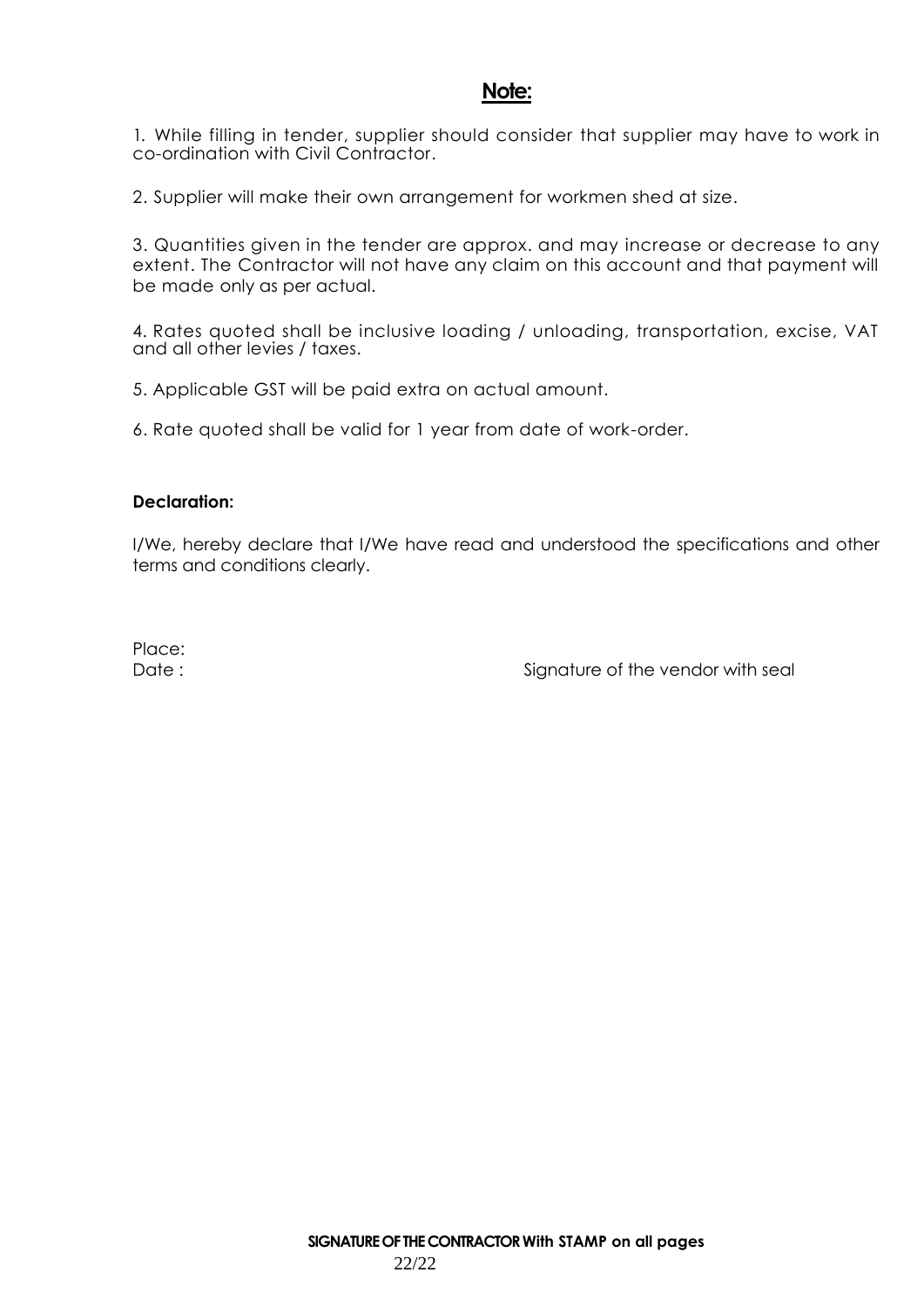## Note:

1. While filling in tender, supplier should consider that supplier may have to work in co-ordination with Civil Contractor.

2. Supplier will make their own arrangement for workmen shed at size.

3. Quantities given in the tender are approx. and may increase or decrease to any extent. The Contractor will not have any claim on this account and that payment will be made only as per actual.

4. Rates quoted shall be inclusive loading / unloading, transportation, excise, VAT and all other levies / taxes.

5. Applicable GST will be paid extra on actual amount.

6. Rate quoted shall be valid for 1 year from date of work-order.

**Declaration:**

I/We, hereby declare that I/We have read and understood the specifications and other terms and conditions clearly.

Place:

Date : Signature of the vendor with seal

**SIGNATURE OF THE CONTRACTOR With STAMP on all pages**